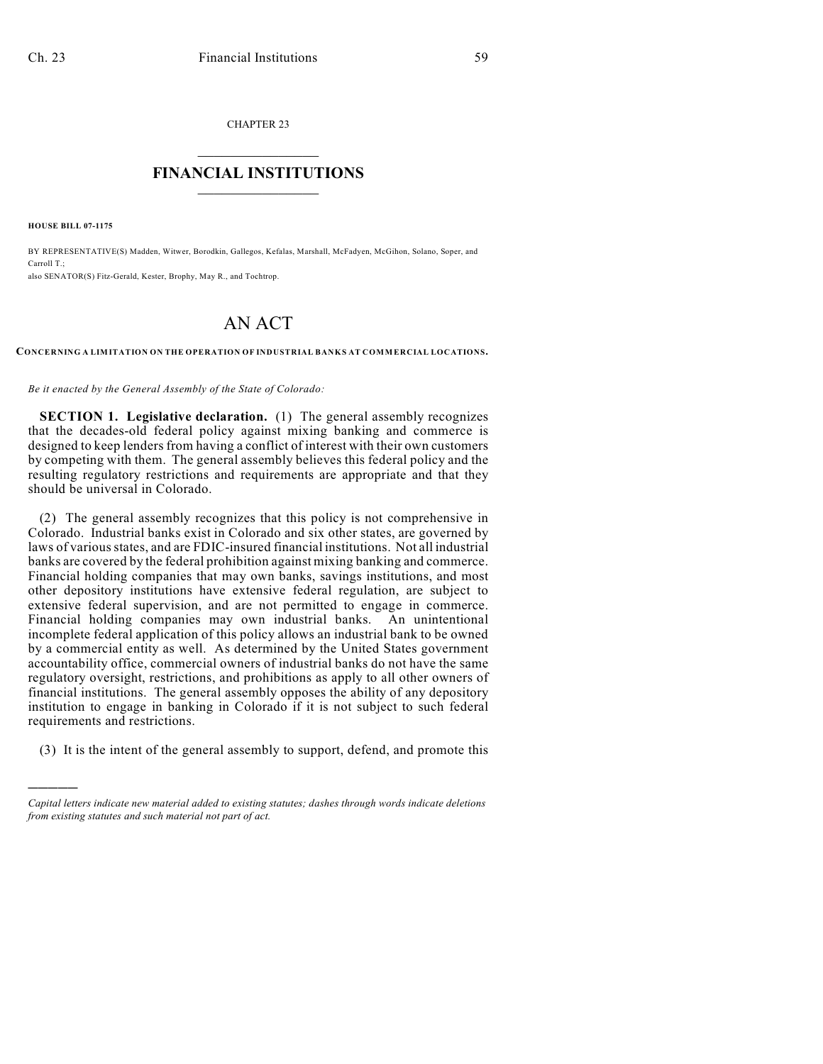CHAPTER 23

# FINANCIAL INSTITUTIONS

**HOUSE BILL 07-1175**

BY REPRESENTATIVE(S) Madden, Witwer, Borodkin, Gallegos, Kefalas, Marshall, McFadyen, McGihon, Solano, Soper, and Carroll T.;
also SENATOR(S) Fitz-Gerald, Kester, Brophy, May R., and Tochtrop.

# AN ACT

**CONCERNING A LIMITATION ON THE OPERATION OF INDUSTRIAL BANKS AT COMMERCIAL LOCATIONS.**

*Be it enacted by the General Assembly of the State of Colorado:*

**SECTION 1. Legislative declaration.** (1) The general assembly recognizes that the decades-old federal policy against mixing banking and commerce is designed to keep lenders from having a conflict of interest with their own customers by competing with them. The general assembly believes this federal policy and the resulting regulatory restrictions and requirements are appropriate and that they should be universal in Colorado.

(2) The general assembly recognizes that this policy is not comprehensive in Colorado. Industrial banks exist in Colorado and six other states, are governed by laws of various states, and are FDIC-insured financial institutions. Not all industrial banks are covered by the federal prohibition against mixing banking and commerce. Financial holding companies that may own banks, savings institutions, and most other depository institutions have extensive federal regulation, are subject to extensive federal supervision, and are not permitted to engage in commerce. Financial holding companies may own industrial banks. An unintentional incomplete federal application of this policy allows an industrial bank to be owned by a commercial entity as well. As determined by the United States government accountability office, commercial owners of industrial banks do not have the same regulatory oversight, restrictions, and prohibitions as apply to all other owners of financial institutions. The general assembly opposes the ability of any depository institution to engage in banking in Colorado if it is not subject to such federal requirements and restrictions.

(3) It is the intent of the general assembly to support, defend, and promote this

---

*Capital letters indicate new material added to existing statutes; dashes through words indicate deletions from existing statutes and such material not part of act.*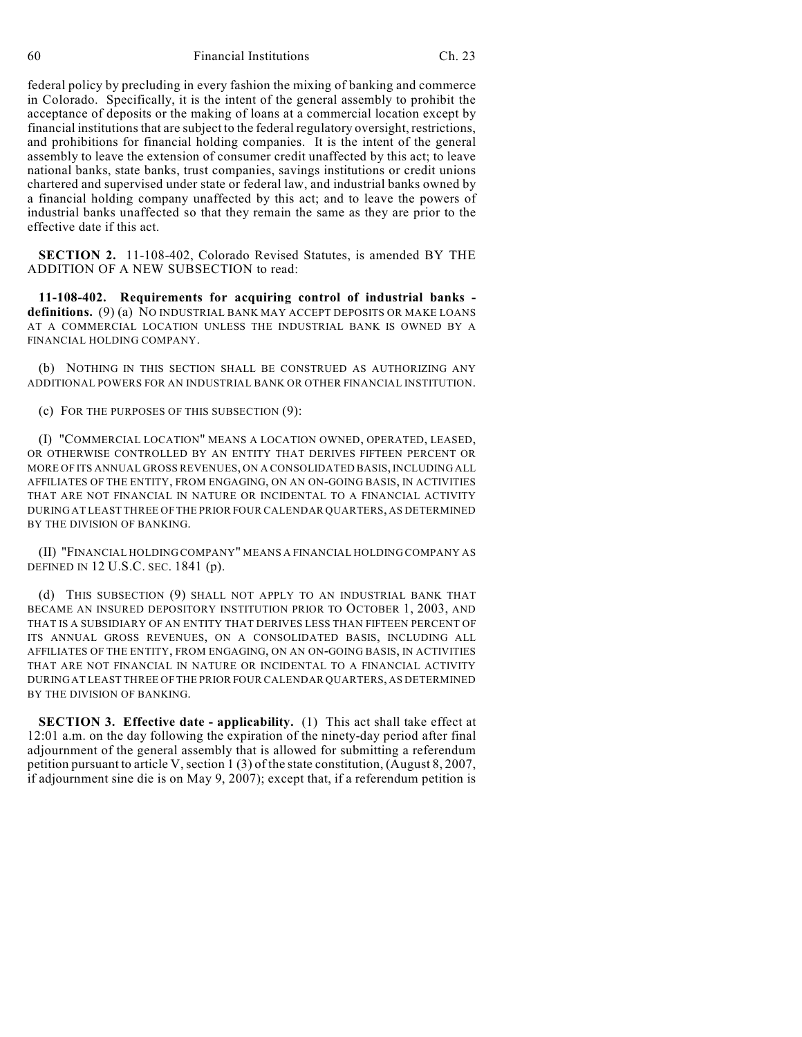federal policy by precluding in every fashion the mixing of banking and commerce in Colorado. Specifically, it is the intent of the general assembly to prohibit the acceptance of deposits or the making of loans at a commercial location except by financial institutions that are subject to the federal regulatory oversight, restrictions, and prohibitions for financial holding companies. It is the intent of the general assembly to leave the extension of consumer credit unaffected by this act; to leave national banks, state banks, trust companies, savings institutions or credit unions chartered and supervised under state or federal law, and industrial banks owned by a financial holding company unaffected by this act; and to leave the powers of industrial banks unaffected so that they remain the same as they are prior to the effective date if this act.

**SECTION 2.** 11-108-402, Colorado Revised Statutes, is amended BY THE ADDITION OF A NEW SUBSECTION to read:

**11-108-402. Requirements for acquiring control of industrial banks - definitions.** (9) (a) NO INDUSTRIAL BANK MAY ACCEPT DEPOSITS OR MAKE LOANS AT A COMMERCIAL LOCATION UNLESS THE INDUSTRIAL BANK IS OWNED BY A FINANCIAL HOLDING COMPANY.

(b) NOTHING IN THIS SECTION SHALL BE CONSTRUED AS AUTHORIZING ANY ADDITIONAL POWERS FOR AN INDUSTRIAL BANK OR OTHER FINANCIAL INSTITUTION.

(c) FOR THE PURPOSES OF THIS SUBSECTION (9):

(I) "COMMERCIAL LOCATION" MEANS A LOCATION OWNED, OPERATED, LEASED, OR OTHERWISE CONTROLLED BY AN ENTITY THAT DERIVES FIFTEEN PERCENT OR MORE OF ITS ANNUAL GROSS REVENUES, ON A CONSOLIDATED BASIS, INCLUDING ALL AFFILIATES OF THE ENTITY, FROM ENGAGING, ON AN ON-GOING BASIS, IN ACTIVITIES THAT ARE NOT FINANCIAL IN NATURE OR INCIDENTAL TO A FINANCIAL ACTIVITY DURING AT LEAST THREE OF THE PRIOR FOUR CALENDAR QUARTERS, AS DETERMINED BY THE DIVISION OF BANKING.

(II) "FINANCIAL HOLDING COMPANY" MEANS A FINANCIAL HOLDING COMPANY AS DEFINED IN 12 U.S.C. SEC. 1841 (p).

(d) THIS SUBSECTION (9) SHALL NOT APPLY TO AN INDUSTRIAL BANK THAT BECAME AN INSURED DEPOSITORY INSTITUTION PRIOR TO OCTOBER 1, 2003, AND THAT IS A SUBSIDIARY OF AN ENTITY THAT DERIVES LESS THAN FIFTEEN PERCENT OF ITS ANNUAL GROSS REVENUES, ON A CONSOLIDATED BASIS, INCLUDING ALL AFFILIATES OF THE ENTITY, FROM ENGAGING, ON AN ON-GOING BASIS, IN ACTIVITIES THAT ARE NOT FINANCIAL IN NATURE OR INCIDENTAL TO A FINANCIAL ACTIVITY DURING AT LEAST THREE OF THE PRIOR FOUR CALENDAR QUARTERS, AS DETERMINED BY THE DIVISION OF BANKING.

**SECTION 3. Effective date - applicability.** (1) This act shall take effect at 12:01 a.m. on the day following the expiration of the ninety-day period after final adjournment of the general assembly that is allowed for submitting a referendum petition pursuant to article V, section 1 (3) of the state constitution, (August 8, 2007, if adjournment sine die is on May 9, 2007); except that, if a referendum petition is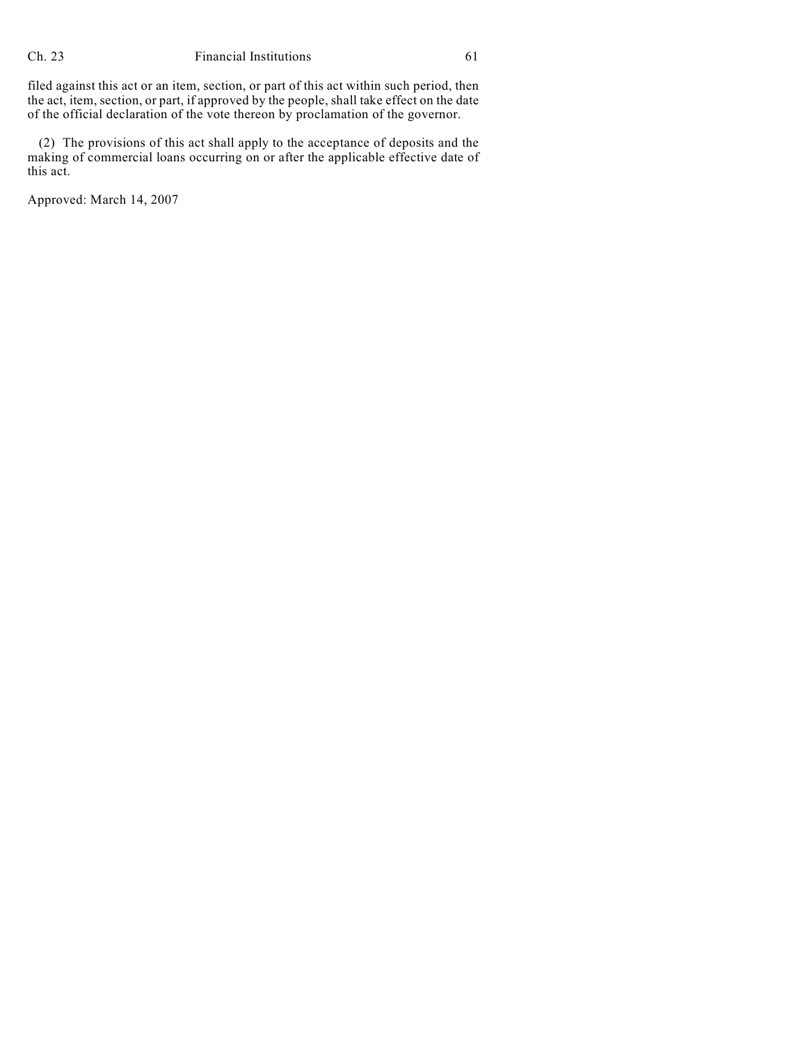filed against this act or an item, section, or part of this act within such period, then the act, item, section, or part, if approved by the people, shall take effect on the date of the official declaration of the vote thereon by proclamation of the governor.

(2) The provisions of this act shall apply to the acceptance of deposits and the making of commercial loans occurring on or after the applicable effective date of this act.

Approved: March 14, 2007